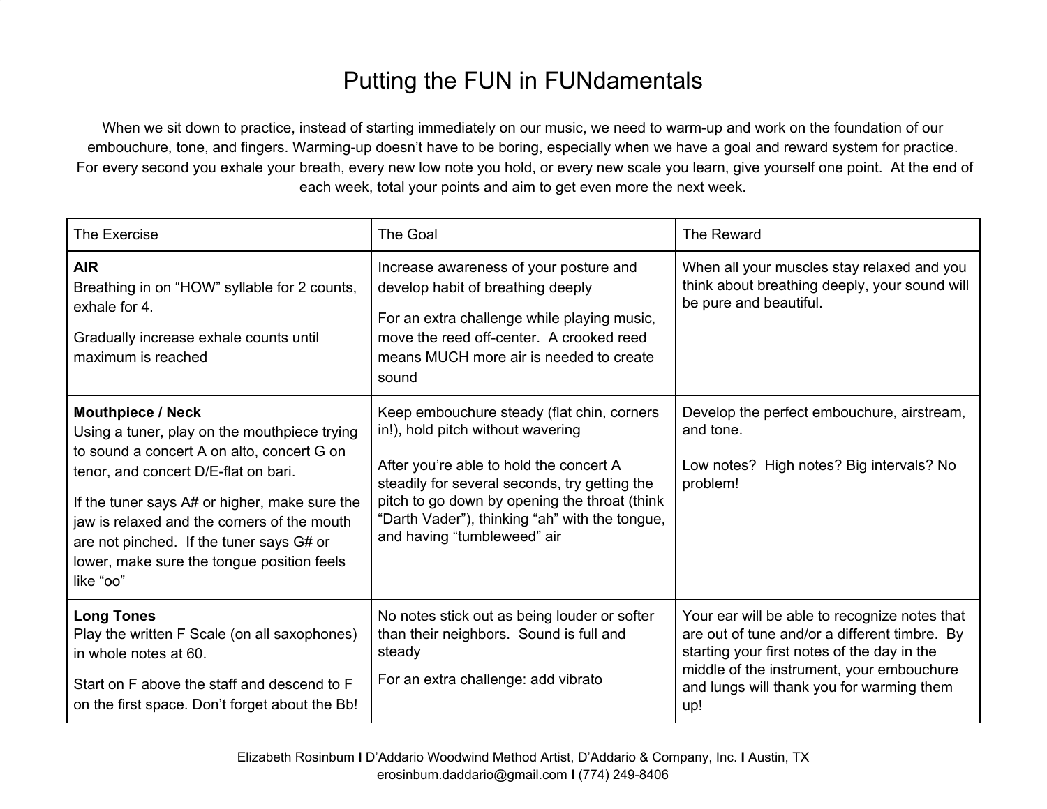# Putting the FUN in FUNdamentals

When we sit down to practice, instead of starting immediately on our music, we need to warm-up and work on the foundation of our embouchure, tone, and fingers. Warming-up doesn't have to be boring, especially when we have a goal and reward system for practice. For every second you exhale your breath, every new low note you hold, or every new scale you learn, give yourself one point. At the end of each week, total your points and aim to get even more the next week.

| The Exercise | The Goal | The Reward |
|---|---|---|
| **AIR**<br>Breathing in on "HOW" syllable for 2 counts, exhale for 4.<br><br>Gradually increase exhale counts until maximum is reached | Increase awareness of your posture and develop habit of breathing deeply<br><br>For an extra challenge while playing music, move the reed off-center. A crooked reed means MUCH more air is needed to create sound | When all your muscles stay relaxed and you think about breathing deeply, your sound will be pure and beautiful. |
| **Mouthpiece / Neck**<br>Using a tuner, play on the mouthpiece trying to sound a concert A on alto, concert G on tenor, and concert D/E-flat on bari.<br><br>If the tuner says A# or higher, make sure the jaw is relaxed and the corners of the mouth are not pinched. If the tuner says G# or lower, make sure the tongue position feels like "oo" | Keep embouchure steady (flat chin, corners in!), hold pitch without wavering<br><br>After you're able to hold the concert A steadily for several seconds, try getting the pitch to go down by opening the throat (think "Darth Vader"), thinking "ah" with the tongue, and having "tumbleweed" air | Develop the perfect embouchure, airstream, and tone.<br><br>Low notes? High notes? Big intervals? No problem! |
| **Long Tones**<br>Play the written F Scale (on all saxophones) in whole notes at 60.<br><br>Start on F above the staff and descend to F on the first space. Don't forget about the Bb! | No notes stick out as being louder or softer than their neighbors. Sound is full and steady<br><br>For an extra challenge: add vibrato | Your ear will be able to recognize notes that are out of tune and/or a different timbre. By starting your first notes of the day in the middle of the instrument, your embouchure and lungs will thank you for warming them up! |

Elizabeth Rosinbum I D'Addario Woodwind Method Artist, D'Addario & Company, Inc. I Austin, TX
erosinbum.daddario@gmail.com I (774) 249-8406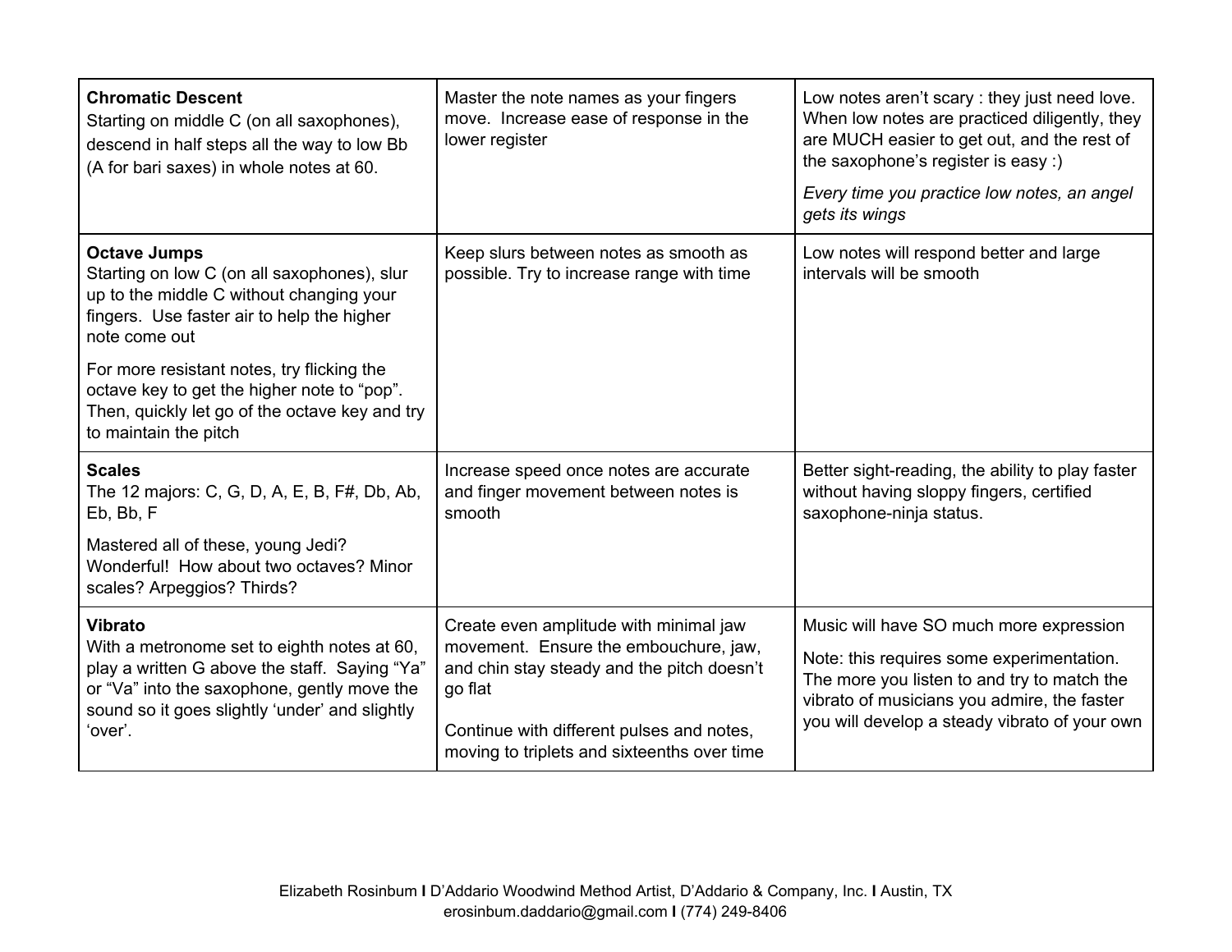| | | |
|---|---|---|
| **Chromatic Descent**<br>Starting on middle C (on all saxophones), descend in half steps all the way to low Bb (A for bari saxes) in whole notes at 60. | Master the note names as your fingers move. Increase ease of response in the lower register | Low notes aren't scary : they just need love. When low notes are practiced diligently, they are MUCH easier to get out, and the rest of the saxophone's register is easy :)<br><br>*Every time you practice low notes, an angel gets its wings* |
| **Octave Jumps**<br>Starting on low C (on all saxophones), slur up to the middle C without changing your fingers. Use faster air to help the higher note come out<br><br>For more resistant notes, try flicking the octave key to get the higher note to "pop". Then, quickly let go of the octave key and try to maintain the pitch | Keep slurs between notes as smooth as possible. Try to increase range with time | Low notes will respond better and large intervals will be smooth |
| **Scales**<br>The 12 majors: C, G, D, A, E, B, F#, Db, Ab, Eb, Bb, F<br><br>Mastered all of these, young Jedi? Wonderful! How about two octaves? Minor scales? Arpeggios? Thirds? | Increase speed once notes are accurate and finger movement between notes is smooth | Better sight-reading, the ability to play faster without having sloppy fingers, certified saxophone-ninja status. |
| **Vibrato**<br>With a metronome set to eighth notes at 60, play a written G above the staff. Saying "Ya" or "Va" into the saxophone, gently move the sound so it goes slightly 'under' and slightly 'over'. | Create even amplitude with minimal jaw movement. Ensure the embouchure, jaw, and chin stay steady and the pitch doesn't go flat<br><br>Continue with different pulses and notes, moving to triplets and sixteenths over time | Music will have SO much more expression<br><br>Note: this requires some experimentation. The more you listen to and try to match the vibrato of musicians you admire, the faster you will develop a steady vibrato of your own |

Elizabeth Rosinbum **I** D'Addario Woodwind Method Artist, D'Addario & Company, Inc. **I** Austin, TX
erosinbum.daddario@gmail.com **I** (774) 249-8406